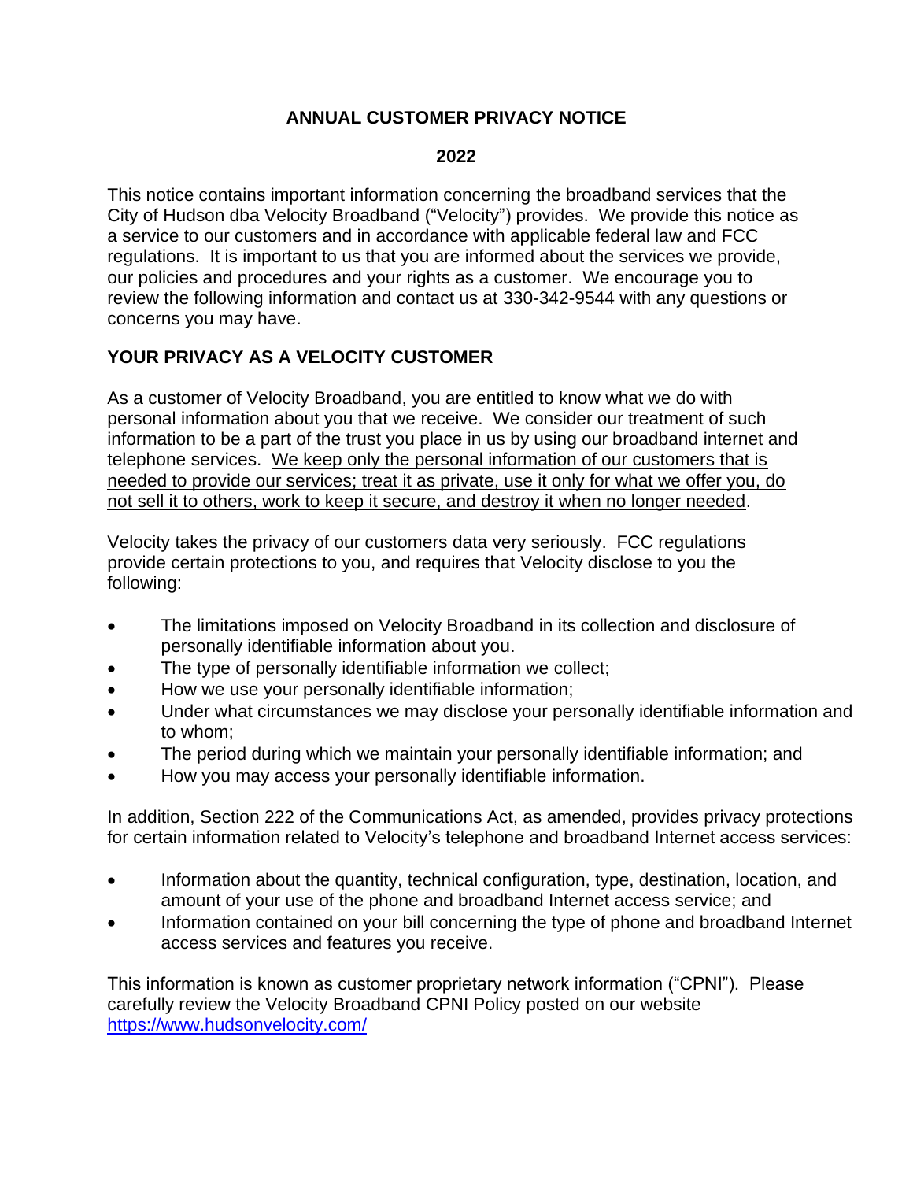# ANNUAL CUSTOMER PRIVACY NOTICE

## 2022

This notice contains important information concerning the broadband services that the City of Hudson dba Velocity Broadband ("Velocity") provides. We provide this notice as a service to our customers and in accordance with applicable federal law and FCC regulations. It is important to us that you are informed about the services we provide, our policies and procedures and your rights as a customer. We encourage you to review the following information and contact us at 330-342-9544 with any questions or concerns you may have.

## YOUR PRIVACY AS A VELOCITY CUSTOMER

As a customer of Velocity Broadband, you are entitled to know what we do with personal information about you that we receive. We consider our treatment of such information to be a part of the trust you place in us by using our broadband internet and telephone services. <u>We keep only the personal information of our customers that is needed to provide our services; treat it as private, use it only for what we offer you, do not sell it to others, work to keep it secure, and destroy it when no longer needed</u>.

Velocity takes the privacy of our customers data very seriously. FCC regulations provide certain protections to you, and requires that Velocity disclose to you the following:

- The limitations imposed on Velocity Broadband in its collection and disclosure of personally identifiable information about you.
- The type of personally identifiable information we collect;
- How we use your personally identifiable information;
- Under what circumstances we may disclose your personally identifiable information and to whom;
- The period during which we maintain your personally identifiable information; and
- How you may access your personally identifiable information.

In addition, Section 222 of the Communications Act, as amended, provides privacy protections for certain information related to Velocity's telephone and broadband Internet access services:

- Information about the quantity, technical configuration, type, destination, location, and amount of your use of the phone and broadband Internet access service; and
- Information contained on your bill concerning the type of phone and broadband Internet access services and features you receive.

This information is known as customer proprietary network information ("CPNI"). Please carefully review the Velocity Broadband CPNI Policy posted on our website [https://www.hudsonvelocity.com/](https://www.hudsonvelocity.com/)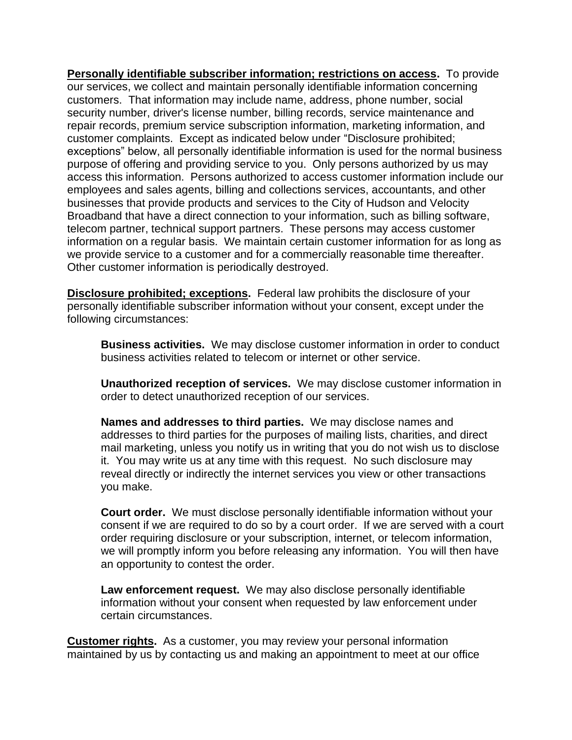**Personally identifiable subscriber information; restrictions on access.** To provide our services, we collect and maintain personally identifiable information concerning customers. That information may include name, address, phone number, social security number, driver's license number, billing records, service maintenance and repair records, premium service subscription information, marketing information, and customer complaints. Except as indicated below under "Disclosure prohibited; exceptions" below, all personally identifiable information is used for the normal business purpose of offering and providing service to you. Only persons authorized by us may access this information. Persons authorized to access customer information include our employees and sales agents, billing and collections services, accountants, and other businesses that provide products and services to the City of Hudson and Velocity Broadband that have a direct connection to your information, such as billing software, telecom partner, technical support partners. These persons may access customer information on a regular basis. We maintain certain customer information for as long as we provide service to a customer and for a commercially reasonable time thereafter. Other customer information is periodically destroyed.

**Disclosure prohibited; exceptions.** Federal law prohibits the disclosure of your personally identifiable subscriber information without your consent, except under the following circumstances:

> **Business activities.** We may disclose customer information in order to conduct business activities related to telecom or internet or other service.
>
> **Unauthorized reception of services.** We may disclose customer information in order to detect unauthorized reception of our services.
>
> **Names and addresses to third parties.** We may disclose names and addresses to third parties for the purposes of mailing lists, charities, and direct mail marketing, unless you notify us in writing that you do not wish us to disclose it. You may write us at any time with this request. No such disclosure may reveal directly or indirectly the internet services you view or other transactions you make.
>
> **Court order.** We must disclose personally identifiable information without your consent if we are required to do so by a court order. If we are served with a court order requiring disclosure or your subscription, internet, or telecom information, we will promptly inform you before releasing any information. You will then have an opportunity to contest the order.
>
> **Law enforcement request.** We may also disclose personally identifiable information without your consent when requested by law enforcement under certain circumstances.

**Customer rights.** As a customer, you may review your personal information maintained by us by contacting us and making an appointment to meet at our office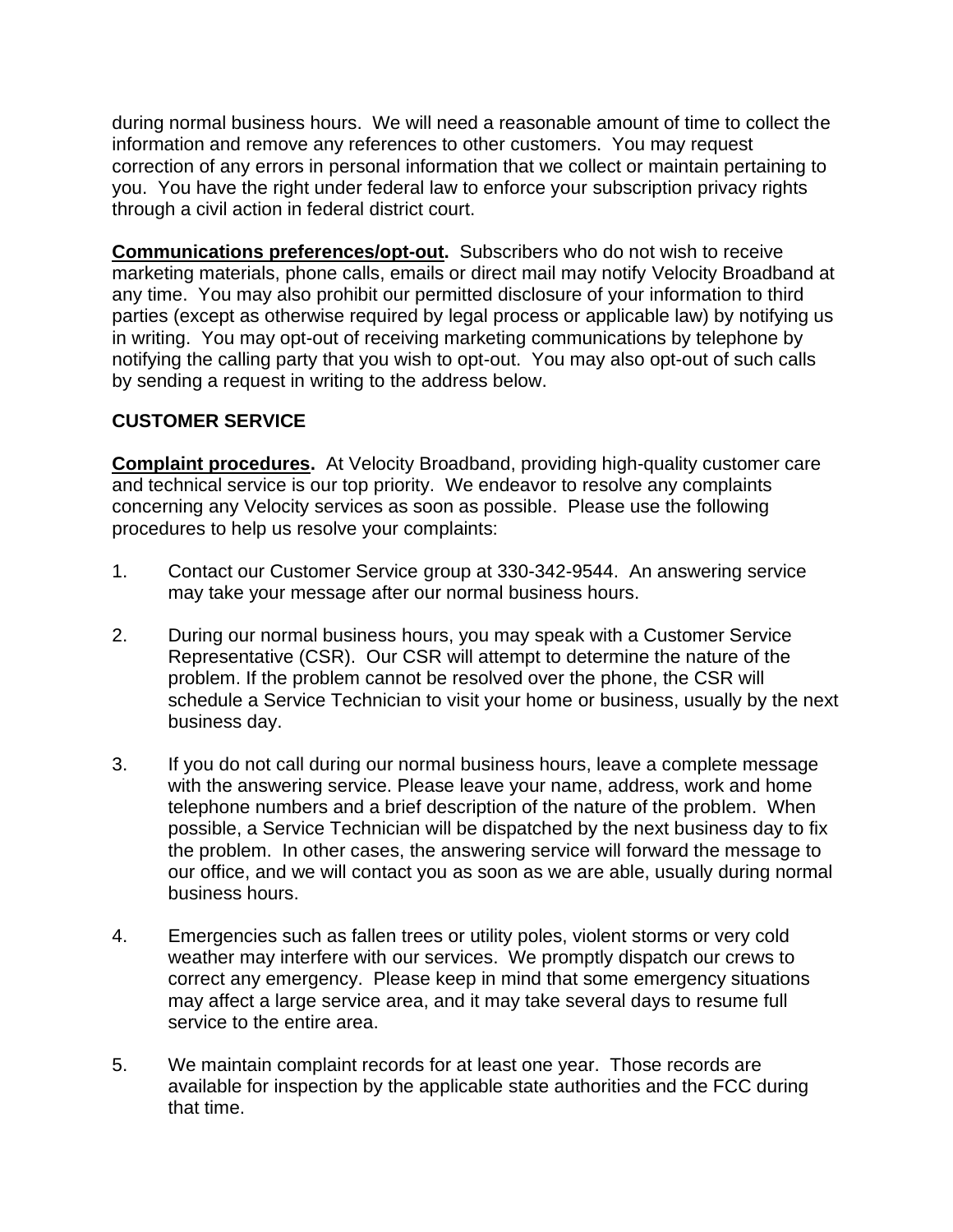during normal business hours. We will need a reasonable amount of time to collect the information and remove any references to other customers. You may request correction of any errors in personal information that we collect or maintain pertaining to you. You have the right under federal law to enforce your subscription privacy rights through a civil action in federal district court.

**Communications preferences/opt-out.** Subscribers who do not wish to receive marketing materials, phone calls, emails or direct mail may notify Velocity Broadband at any time. You may also prohibit our permitted disclosure of your information to third parties (except as otherwise required by legal process or applicable law) by notifying us in writing. You may opt-out of receiving marketing communications by telephone by notifying the calling party that you wish to opt-out. You may also opt-out of such calls by sending a request in writing to the address below.

## CUSTOMER SERVICE

**Complaint procedures.** At Velocity Broadband, providing high-quality customer care and technical service is our top priority. We endeavor to resolve any complaints concerning any Velocity services as soon as possible. Please use the following procedures to help us resolve your complaints:

1. Contact our Customer Service group at 330-342-9544. An answering service may take your message after our normal business hours.

2. During our normal business hours, you may speak with a Customer Service Representative (CSR). Our CSR will attempt to determine the nature of the problem. If the problem cannot be resolved over the phone, the CSR will schedule a Service Technician to visit your home or business, usually by the next business day.

3. If you do not call during our normal business hours, leave a complete message with the answering service. Please leave your name, address, work and home telephone numbers and a brief description of the nature of the problem. When possible, a Service Technician will be dispatched by the next business day to fix the problem. In other cases, the answering service will forward the message to our office, and we will contact you as soon as we are able, usually during normal business hours.

4. Emergencies such as fallen trees or utility poles, violent storms or very cold weather may interfere with our services. We promptly dispatch our crews to correct any emergency. Please keep in mind that some emergency situations may affect a large service area, and it may take several days to resume full service to the entire area.

5. We maintain complaint records for at least one year. Those records are available for inspection by the applicable state authorities and the FCC during that time.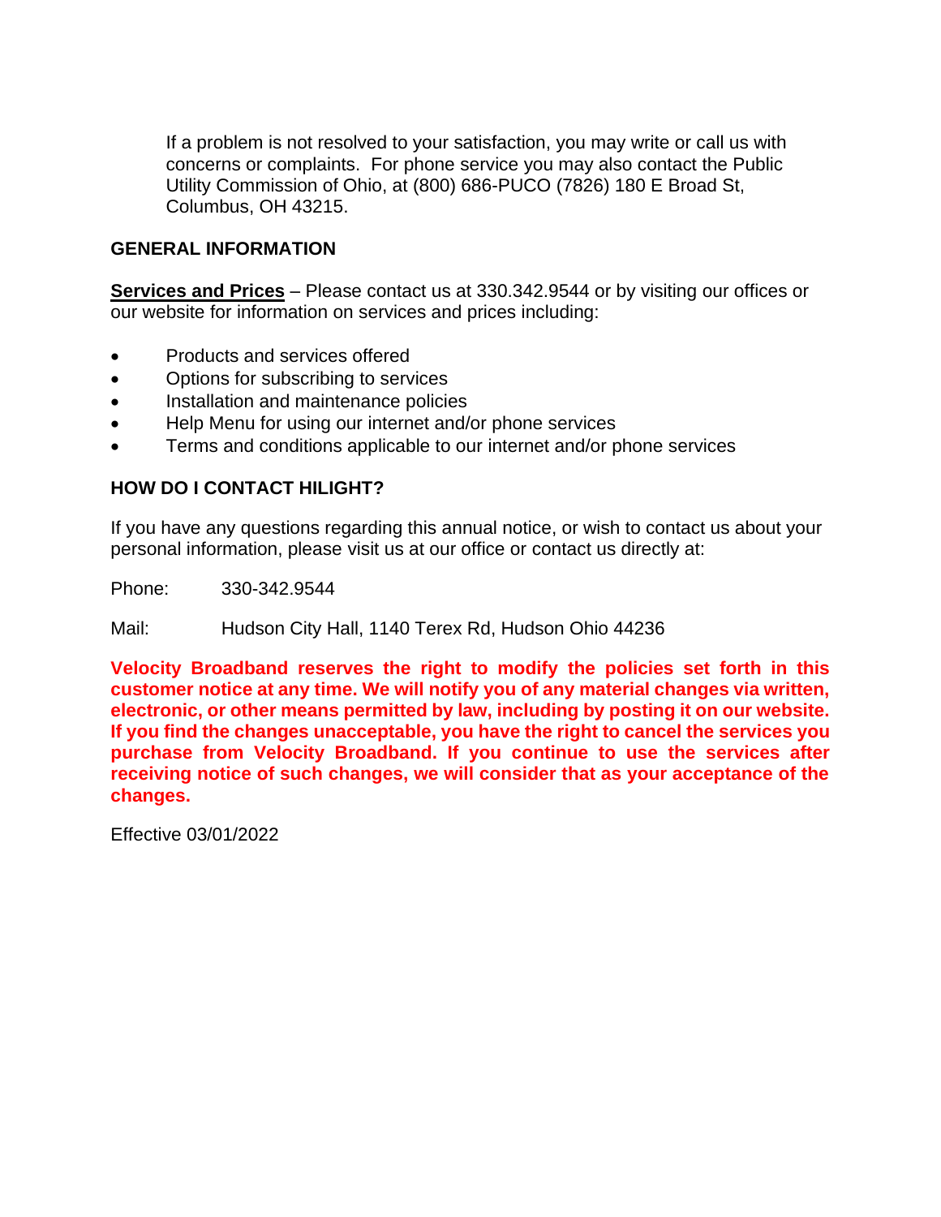If a problem is not resolved to your satisfaction, you may write or call us with concerns or complaints. For phone service you may also contact the Public Utility Commission of Ohio, at (800) 686-PUCO (7826) 180 E Broad St, Columbus, OH 43215.

## GENERAL INFORMATION

**Services and Prices** – Please contact us at 330.342.9544 or by visiting our offices or our website for information on services and prices including:

- Products and services offered
- Options for subscribing to services
- Installation and maintenance policies
- Help Menu for using our internet and/or phone services
- Terms and conditions applicable to our internet and/or phone services

## HOW DO I CONTACT HILIGHT?

If you have any questions regarding this annual notice, or wish to contact us about your personal information, please visit us at our office or contact us directly at:

Phone: 330-342.9544

Mail: Hudson City Hall, 1140 Terex Rd, Hudson Ohio 44236

**Velocity Broadband reserves the right to modify the policies set forth in this customer notice at any time. We will notify you of any material changes via written, electronic, or other means permitted by law, including by posting it on our website. If you find the changes unacceptable, you have the right to cancel the services you purchase from Velocity Broadband. If you continue to use the services after receiving notice of such changes, we will consider that as your acceptance of the changes.**

Effective 03/01/2022